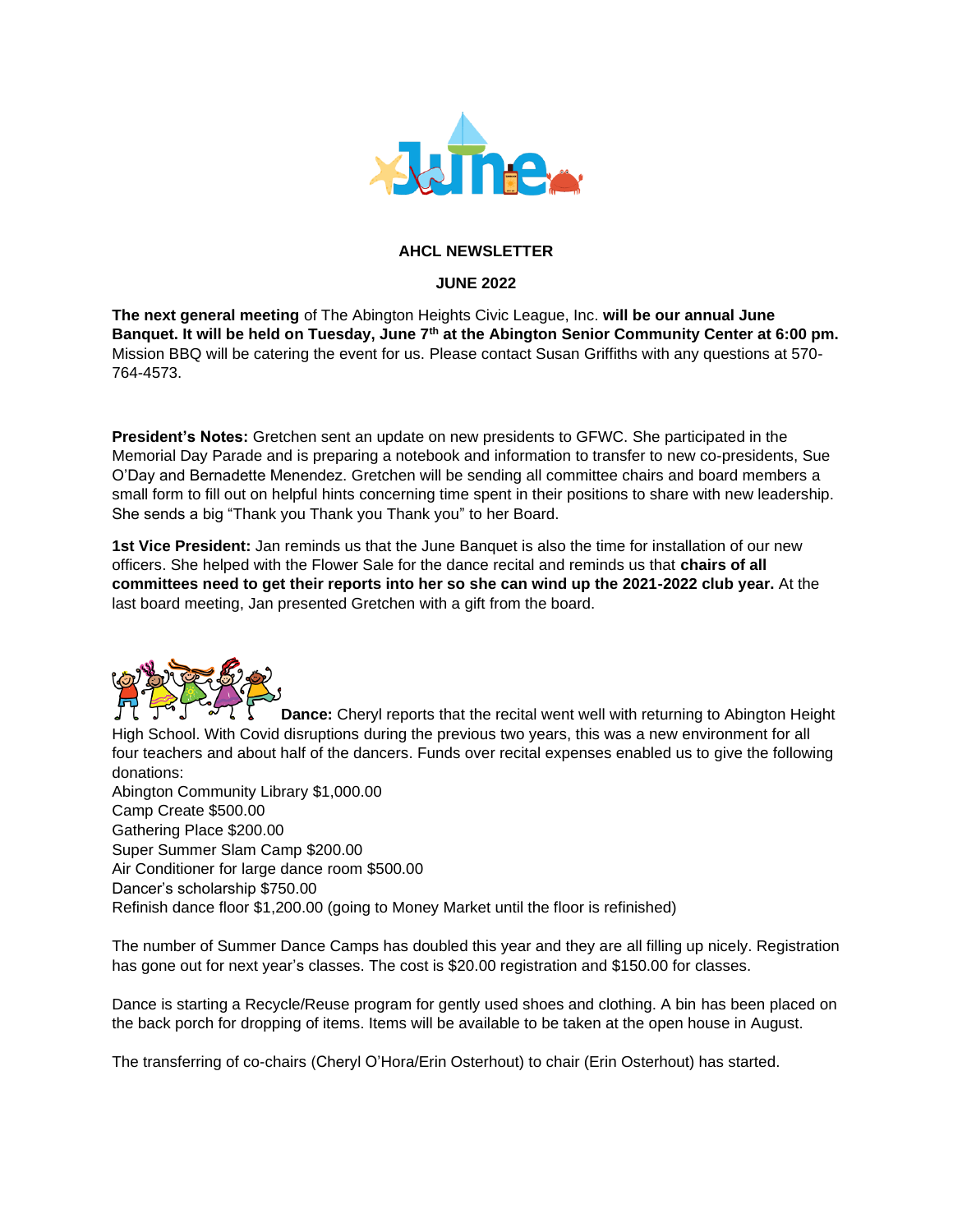**AHCL NEWSLETTER**

**JUNE 2022**

**The next general meeting** of The Abington Heights Civic League, Inc. **will be our annual June Banquet. It will be held on Tuesday, June 7th at the Abington Senior Community Center at 6:00 pm.** Mission BBQ will be catering the event for us. Please contact Susan Griffiths with any questions at 570-764-4573.

**President's Notes:** Gretchen sent an update on new presidents to GFWC. She participated in the Memorial Day Parade and is preparing a notebook and information to transfer to new co-presidents, Sue O'Day and Bernadette Menendez. Gretchen will be sending all committee chairs and board members a small form to fill out on helpful hints concerning time spent in their positions to share with new leadership. She sends a big "Thank you Thank you Thank you" to her Board.

**1st Vice President:** Jan reminds us that the June Banquet is also the time for installation of our new officers. She helped with the Flower Sale for the dance recital and reminds us that **chairs of all committees need to get their reports into her so she can wind up the 2021-2022 club year.** At the last board meeting, Jan presented Gretchen with a gift from the board.

**Dance:** Cheryl reports that the recital went well with returning to Abington Height High School. With Covid disruptions during the previous two years, this was a new environment for all four teachers and about half of the dancers. Funds over recital expenses enabled us to give the following donations:
Abington Community Library $1,000.00
Camp Create $500.00
Gathering Place $200.00
Super Summer Slam Camp $200.00
Air Conditioner for large dance room $500.00
Dancer's scholarship $750.00
Refinish dance floor $1,200.00 (going to Money Market until the floor is refinished)

The number of Summer Dance Camps has doubled this year and they are all filling up nicely. Registration has gone out for next year's classes. The cost is $20.00 registration and $150.00 for classes.

Dance is starting a Recycle/Reuse program for gently used shoes and clothing. A bin has been placed on the back porch for dropping of items. Items will be available to be taken at the open house in August.

The transferring of co-chairs (Cheryl O'Hora/Erin Osterhout) to chair (Erin Osterhout) has started.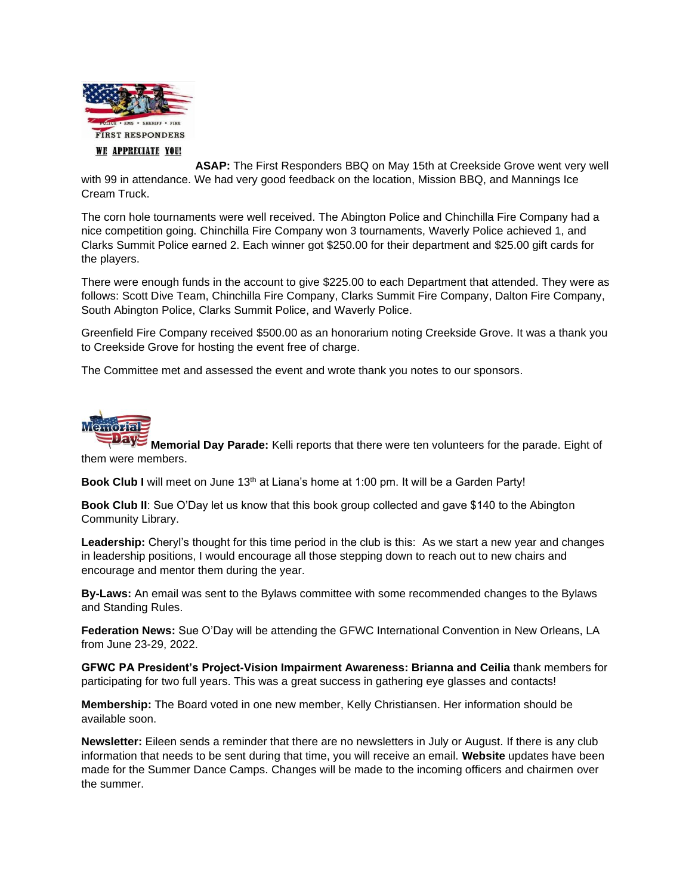**ASAP:** The First Responders BBQ on May 15th at Creekside Grove went very well with 99 in attendance. We had very good feedback on the location, Mission BBQ, and Mannings Ice Cream Truck.

The corn hole tournaments were well received. The Abington Police and Chinchilla Fire Company had a nice competition going. Chinchilla Fire Company won 3 tournaments, Waverly Police achieved 1, and Clarks Summit Police earned 2. Each winner got $250.00 for their department and $25.00 gift cards for the players.

There were enough funds in the account to give $225.00 to each Department that attended. They were as follows: Scott Dive Team, Chinchilla Fire Company, Clarks Summit Fire Company, Dalton Fire Company, South Abington Police, Clarks Summit Police, and Waverly Police.

Greenfield Fire Company received $500.00 as an honorarium noting Creekside Grove. It was a thank you to Creekside Grove for hosting the event free of charge.

The Committee met and assessed the event and wrote thank you notes to our sponsors.

**Memorial Day Parade:** Kelli reports that there were ten volunteers for the parade. Eight of them were members.

**Book Club I** will meet on June 13th at Liana's home at 1:00 pm. It will be a Garden Party!

**Book Club II**: Sue O'Day let us know that this book group collected and gave $140 to the Abington Community Library.

**Leadership:** Cheryl's thought for this time period in the club is this: As we start a new year and changes in leadership positions, I would encourage all those stepping down to reach out to new chairs and encourage and mentor them during the year.

**By-Laws:** An email was sent to the Bylaws committee with some recommended changes to the Bylaws and Standing Rules.

**Federation News:** Sue O'Day will be attending the GFWC International Convention in New Orleans, LA from June 23-29, 2022.

**GFWC PA President's Project-Vision Impairment Awareness: Brianna and Ceilia** thank members for participating for two full years. This was a great success in gathering eye glasses and contacts!

**Membership:** The Board voted in one new member, Kelly Christiansen. Her information should be available soon.

**Newsletter:** Eileen sends a reminder that there are no newsletters in July or August. If there is any club information that needs to be sent during that time, you will receive an email. **Website** updates have been made for the Summer Dance Camps. Changes will be made to the incoming officers and chairmen over the summer.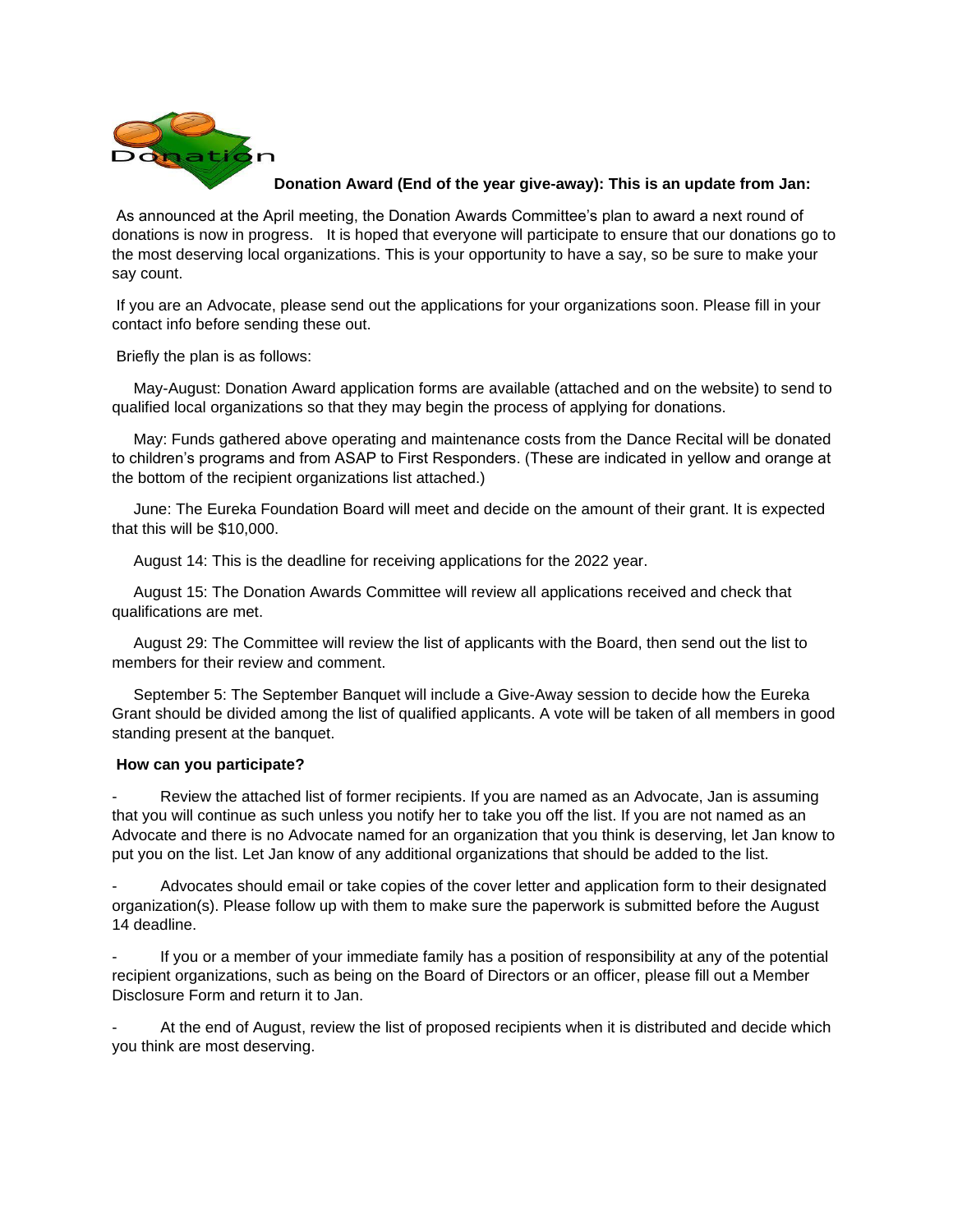**Donation Award (End of the year give-away): This is an update from Jan:**

As announced at the April meeting, the Donation Awards Committee's plan to award a next round of donations is now in progress. It is hoped that everyone will participate to ensure that our donations go to the most deserving local organizations. This is your opportunity to have a say, so be sure to make your say count.

If you are an Advocate, please send out the applications for your organizations soon. Please fill in your contact info before sending these out.

Briefly the plan is as follows:

May-August: Donation Award application forms are available (attached and on the website) to send to qualified local organizations so that they may begin the process of applying for donations.

May: Funds gathered above operating and maintenance costs from the Dance Recital will be donated to children's programs and from ASAP to First Responders. (These are indicated in yellow and orange at the bottom of the recipient organizations list attached.)

June: The Eureka Foundation Board will meet and decide on the amount of their grant. It is expected that this will be $10,000.

August 14: This is the deadline for receiving applications for the 2022 year.

August 15: The Donation Awards Committee will review all applications received and check that qualifications are met.

August 29: The Committee will review the list of applicants with the Board, then send out the list to members for their review and comment.

September 5: The September Banquet will include a Give-Away session to decide how the Eureka Grant should be divided among the list of qualified applicants. A vote will be taken of all members in good standing present at the banquet.

**How can you participate?**

- Review the attached list of former recipients. If you are named as an Advocate, Jan is assuming that you will continue as such unless you notify her to take you off the list. If you are not named as an Advocate and there is no Advocate named for an organization that you think is deserving, let Jan know to put you on the list. Let Jan know of any additional organizations that should be added to the list.
- Advocates should email or take copies of the cover letter and application form to their designated organization(s). Please follow up with them to make sure the paperwork is submitted before the August 14 deadline.
- If you or a member of your immediate family has a position of responsibility at any of the potential recipient organizations, such as being on the Board of Directors or an officer, please fill out a Member Disclosure Form and return it to Jan.
- At the end of August, review the list of proposed recipients when it is distributed and decide which you think are most deserving.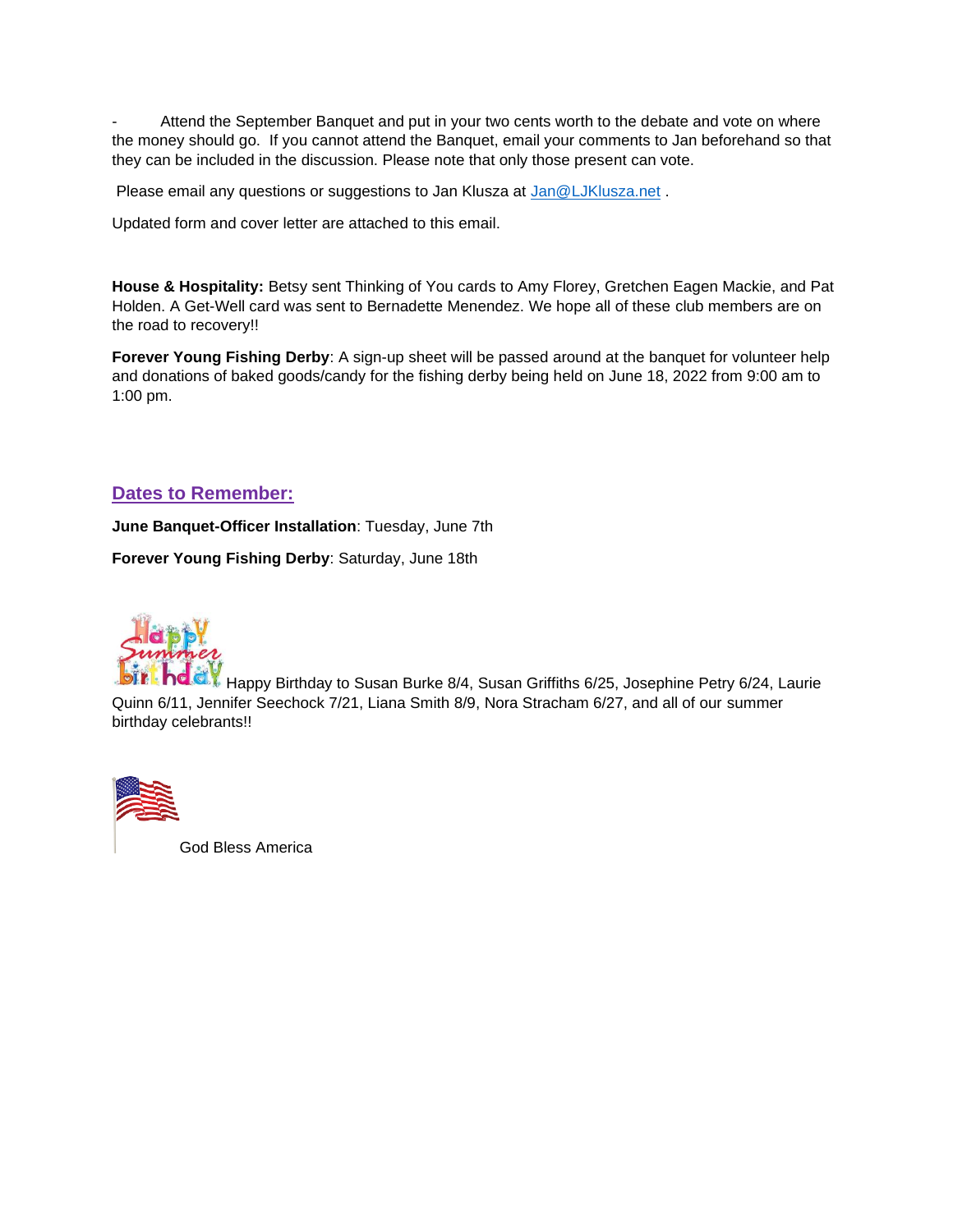- Attend the September Banquet and put in your two cents worth to the debate and vote on where the money should go. If you cannot attend the Banquet, email your comments to Jan beforehand so that they can be included in the discussion. Please note that only those present can vote.

Please email any questions or suggestions to Jan Klusza at Jan@LJKlusza.net .

Updated form and cover letter are attached to this email.

**House & Hospitality:** Betsy sent Thinking of You cards to Amy Florey, Gretchen Eagen Mackie, and Pat Holden. A Get-Well card was sent to Bernadette Menendez. We hope all of these club members are on the road to recovery!!

**Forever Young Fishing Derby**: A sign-up sheet will be passed around at the banquet for volunteer help and donations of baked goods/candy for the fishing derby being held on June 18, 2022 from 9:00 am to 1:00 pm.

## Dates to Remember:

**June Banquet-Officer Installation**: Tuesday, June 7th

**Forever Young Fishing Derby**: Saturday, June 18th

Happy Birthday to Susan Burke 8/4, Susan Griffiths 6/25, Josephine Petry 6/24, Laurie Quinn 6/11, Jennifer Seechock 7/21, Liana Smith 8/9, Nora Stracham 6/27, and all of our summer birthday celebrants!!

God Bless America